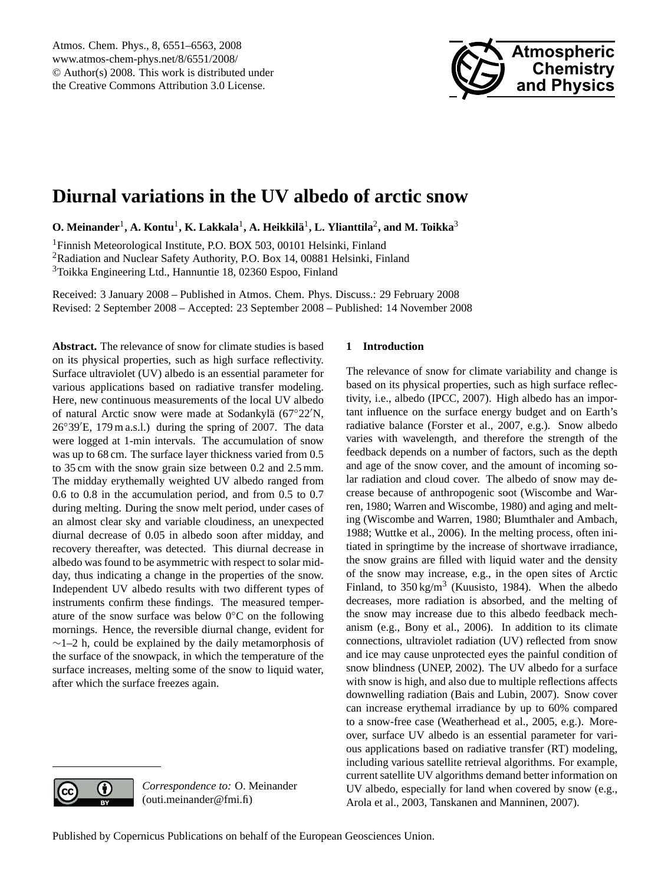# Diurnal variations in the UV albedo of arctic snow

**O. Meinander[1], A. Kontu[1], K. Lakkala[1], A. Heikkilä[1], L. Ylianttila[2], and M. Toikka[3]**

[1]Finnish Meteorological Institute, P.O. BOX 503, 00101 Helsinki, Finland
[2]Radiation and Nuclear Safety Authority, P.O. Box 14, 00881 Helsinki, Finland
[3]Toikka Engineering Ltd., Hannuntie 18, 02360 Espoo, Finland

Received: 3 January 2008 – Published in Atmos. Chem. Phys. Discuss.: 29 February 2008
Revised: 2 September 2008 – Accepted: 23 September 2008 – Published: 14 November 2008

**Abstract.** The relevance of snow for climate studies is based on its physical properties, such as high surface reflectivity. Surface ultraviolet (UV) albedo is an essential parameter for various applications based on radiative transfer modeling. Here, new continuous measurements of the local UV albedo of natural Arctic snow were made at Sodankylä (67°22′N, 26°39′E, 179 m a.s.l.) during the spring of 2007. The data were logged at 1-min intervals. The accumulation of snow was up to 68 cm. The surface layer thickness varied from 0.5 to 35 cm with the snow grain size between 0.2 and 2.5 mm. The midday erythemally weighted UV albedo ranged from 0.6 to 0.8 in the accumulation period, and from 0.5 to 0.7 during melting. During the snow melt period, under cases of an almost clear sky and variable cloudiness, an unexpected diurnal decrease of 0.05 in albedo soon after midday, and recovery thereafter, was detected. This diurnal decrease in albedo was found to be asymmetric with respect to solar midday, thus indicating a change in the properties of the snow. Independent UV albedo results with two different types of instruments confirm these findings. The measured temperature of the snow surface was below 0°C on the following mornings. Hence, the reversible diurnal change, evident for ∼1–2 h, could be explained by the daily metamorphosis of the surface of the snowpack, in which the temperature of the surface increases, melting some of the snow to liquid water, after which the surface freezes again.

## 1 Introduction

The relevance of snow for climate variability and change is based on its physical properties, such as high surface reflectivity, i.e., albedo (IPCC, 2007). High albedo has an important influence on the surface energy budget and on Earth's radiative balance (Forster et al., 2007, e.g.). Snow albedo varies with wavelength, and therefore the strength of the feedback depends on a number of factors, such as the depth and age of the snow cover, and the amount of incoming solar radiation and cloud cover. The albedo of snow may decrease because of anthropogenic soot (Wiscombe and Warren, 1980; Warren and Wiscombe, 1980) and aging and melting (Wiscombe and Warren, 1980; Blumthaler and Ambach, 1988; Wuttke et al., 2006). In the melting process, often initiated in springtime by the increase of shortwave irradiance, the snow grains are filled with liquid water and the density of the snow may increase, e.g., in the open sites of Arctic Finland, to 350 kg/m$^3$ (Kuusisto, 1984). When the albedo decreases, more radiation is absorbed, and the melting of the snow may increase due to this albedo feedback mechanism (e.g., Bony et al., 2006). In addition to its climate connections, ultraviolet radiation (UV) reflected from snow and ice may cause unprotected eyes the painful condition of snow blindness (UNEP, 2002). The UV albedo for a surface with snow is high, and also due to multiple reflections affects downwelling radiation (Bais and Lubin, 2007). Snow cover can increase erythemal irradiance by up to 60% compared to a snow-free case (Weatherhead et al., 2005, e.g.). Moreover, surface UV albedo is an essential parameter for various applications based on radiative transfer (RT) modeling, including various satellite retrieval algorithms. For example, current satellite UV algorithms demand better information on UV albedo, especially for land when covered by snow (e.g., Arola et al., 2003, Tanskanen and Manninen, 2007).

*Correspondence to:* O. Meinander
(outi.meinander@fmi.fi)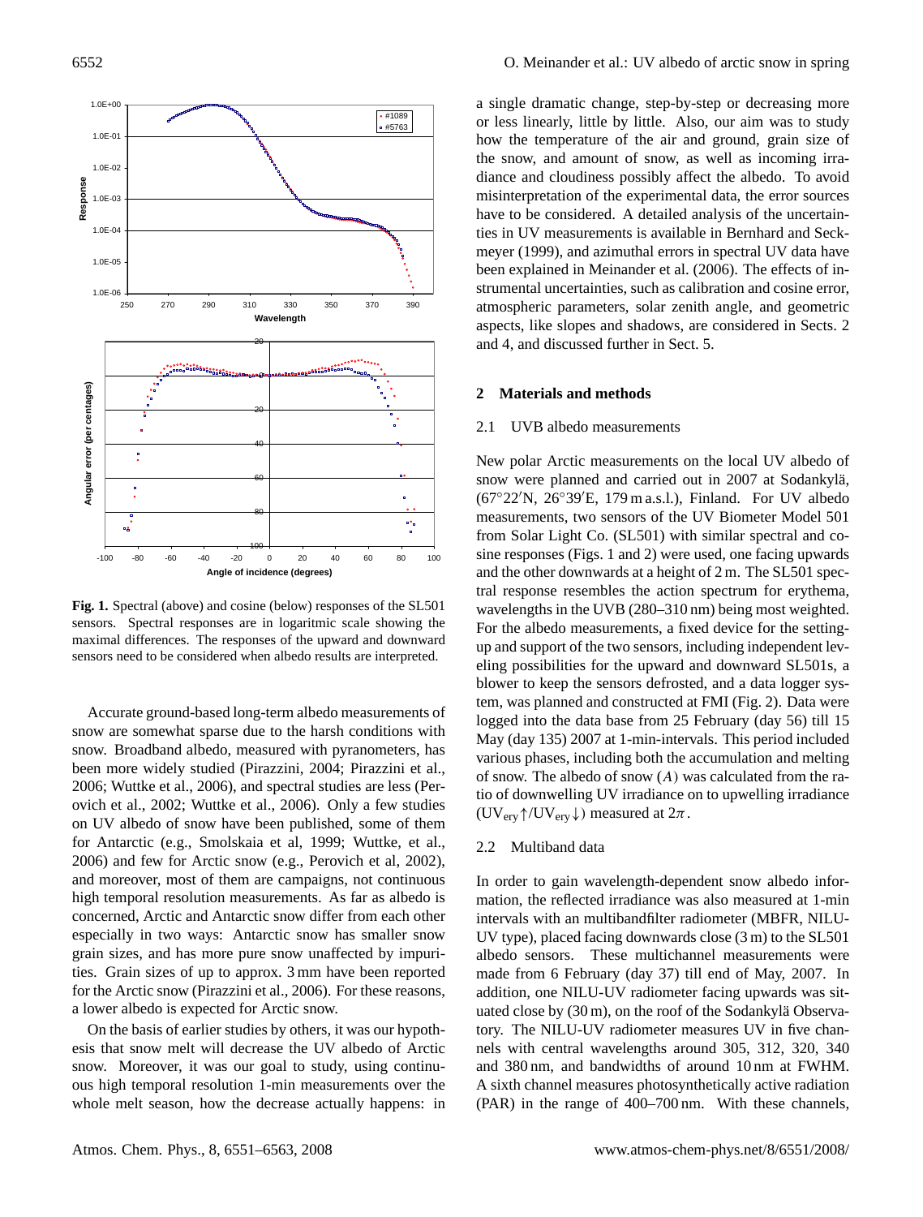**Fig. 1.** Spectral (above) and cosine (below) responses of the SL501 sensors. Spectral responses are in logaritmic scale showing the maximal differences. The responses of the upward and downward sensors need to be considered when albedo results are interpreted.

Accurate ground-based long-term albedo measurements of snow are somewhat sparse due to the harsh conditions with snow. Broadband albedo, measured with pyranometers, has been more widely studied (Pirazzini, 2004; Pirazzini et al., 2006; Wuttke et al., 2006), and spectral studies are less (Perovich et al., 2002; Wuttke et al., 2006). Only a few studies on UV albedo of snow have been published, some of them for Antarctic (e.g., Smolskaia et al, 1999; Wuttke, et al., 2006) and few for Arctic snow (e.g., Perovich et al, 2002), and moreover, most of them are campaigns, not continuous high temporal resolution measurements. As far as albedo is concerned, Arctic and Antarctic snow differ from each other especially in two ways: Antarctic snow has smaller snow grain sizes, and has more pure snow unaffected by impurities. Grain sizes of up to approx. 3 mm have been reported for the Arctic snow (Pirazzini et al., 2006). For these reasons, a lower albedo is expected for Arctic snow.

On the basis of earlier studies by others, it was our hypothesis that snow melt will decrease the UV albedo of Arctic snow. Moreover, it was our goal to study, using continuous high temporal resolution 1-min measurements over the whole melt season, how the decrease actually happens: in a single dramatic change, step-by-step or decreasing more or less linearly, little by little. Also, our aim was to study how the temperature of the air and ground, grain size of the snow, and amount of snow, as well as incoming irradiance and cloudiness possibly affect the albedo. To avoid misinterpretation of the experimental data, the error sources have to be considered. A detailed analysis of the uncertainties in UV measurements is available in Bernhard and Seckmeyer (1999), and azimuthal errors in spectral UV data have been explained in Meinander et al. (2006). The effects of instrumental uncertainties, such as calibration and cosine error, atmospheric parameters, solar zenith angle, and geometric aspects, like slopes and shadows, are considered in Sects. 2 and 4, and discussed further in Sect. 5.

## 2 Materials and methods

### 2.1 UVB albedo measurements

New polar Arctic measurements on the local UV albedo of snow were planned and carried out in 2007 at Sodankylä, (67°22′N, 26°39′E, 179 m a.s.l.), Finland. For UV albedo measurements, two sensors of the UV Biometer Model 501 from Solar Light Co. (SL501) with similar spectral and cosine responses (Figs. 1 and 2) were used, one facing upwards and the other downwards at a height of 2 m. The SL501 spectral response resembles the action spectrum for erythema, wavelengths in the UVB (280–310 nm) being most weighted. For the albedo measurements, a fixed device for the setting-up and support of the two sensors, including independent leveling possibilities for the upward and downward SL501s, a blower to keep the sensors defrosted, and a data logger system, was planned and constructed at FMI (Fig. 2). Data were logged into the data base from 25 February (day 56) till 15 May (day 135) 2007 at 1-min-intervals. This period included various phases, including both the accumulation and melting of snow. The albedo of snow ($A$) was calculated from the ratio of downwelling UV irradiance on to upwelling irradiance ($UV_{ery}\uparrow/UV_{ery}\downarrow$) measured at $2\pi$.

### 2.2 Multiband data

In order to gain wavelength-dependent snow albedo information, the reflected irradiance was also measured at 1-min intervals with an multibandfilter radiometer (MBFR, NILU-UV type), placed facing downwards close (3 m) to the SL501 albedo sensors. These multichannel measurements were made from 6 February (day 37) till end of May, 2007. In addition, one NILU-UV radiometer facing upwards was situated close by (30 m), on the roof of the Sodankylä Observatory. The NILU-UV radiometer measures UV in five channels with central wavelengths around 305, 312, 320, 340 and 380 nm, and bandwidths of around 10 nm at FWHM. A sixth channel measures photosynthetically active radiation (PAR) in the range of 400–700 nm. With these channels,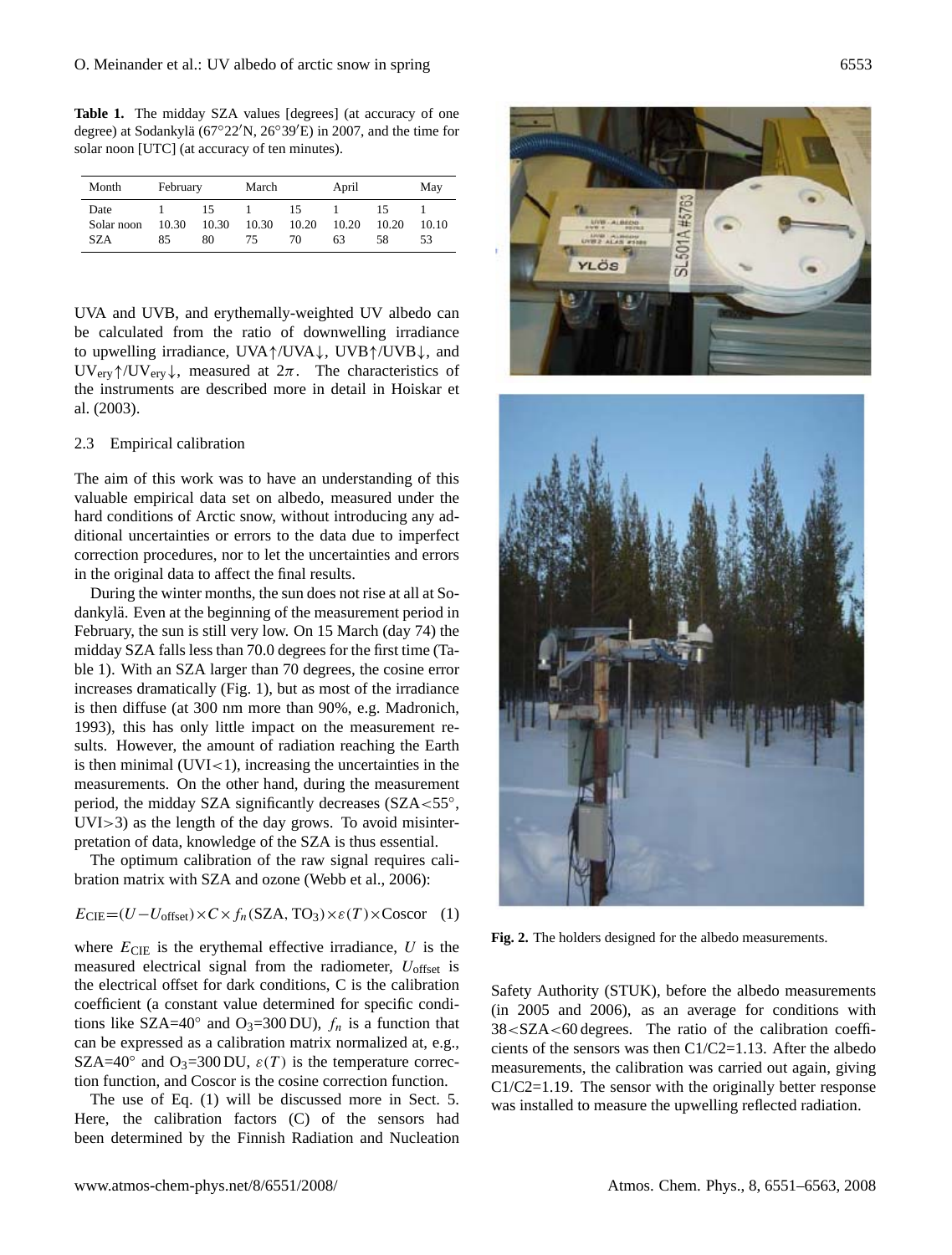**Table 1.** The midday SZA values [degrees] (at accuracy of one degree) at Sodankylä (67°22′N, 26°39′E) in 2007, and the time for solar noon [UTC] (at accuracy of ten minutes).

| Month | February | | March | | April | | May |
|---|---|---|---|---|---|---|---|
| Date | 1 | 15 | 1 | 15 | 1 | 15 | 1 |
| Solar noon | 10.30 | 10.30 | 10.30 | 10.20 | 10.20 | 10.20 | 10.10 |
| SZA | 85 | 80 | 75 | 70 | 63 | 58 | 53 |

UVA and UVB, and erythemally-weighted UV albedo can be calculated from the ratio of downwelling irradiance to upwelling irradiance, UVA↑/UVA↓, UVB↑/UVB↓, and $UV_{ery}$↑/$UV_{ery}$↓, measured at $2\pi$. The characteristics of the instruments are described more in detail in Hoiskar et al. (2003).

### 2.3 Empirical calibration

The aim of this work was to have an understanding of this valuable empirical data set on albedo, measured under the hard conditions of Arctic snow, without introducing any additional uncertainties or errors to the data due to imperfect correction procedures, nor to let the uncertainties and errors in the original data to affect the final results.

During the winter months, the sun does not rise at all at Sodankylä. Even at the beginning of the measurement period in February, the sun is still very low. On 15 March (day 74) the midday SZA falls less than 70.0 degrees for the first time (Table 1). With an SZA larger than 70 degrees, the cosine error increases dramatically (Fig. 1), but as most of the irradiance is then diffuse (at 300 nm more than 90%, e.g. Madronich, 1993), this has only little impact on the measurement results. However, the amount of radiation reaching the Earth is then minimal (UVI<1), increasing the uncertainties in the measurements. On the other hand, during the measurement period, the midday SZA significantly decreases (SZA<55°, UVI>3) as the length of the day grows. To avoid misinterpretation of data, knowledge of the SZA is thus essential.

The optimum calibration of the raw signal requires calibration matrix with SZA and ozone (Webb et al., 2006):

$$E_{\mathrm{CIE}} = (U - U_{\mathrm{offset}}) \times C \times f_n(\mathrm{SZA}, \mathrm{TO_3}) \times \varepsilon(T) \times \mathrm{Coscor} \quad (1)$$

where $E_{\mathrm{CIE}}$ is the erythemal effective irradiance, $U$ is the measured electrical signal from the radiometer, $U_{\mathrm{offset}}$ is the electrical offset for dark conditions, C is the calibration coefficient (a constant value determined for specific conditions like SZA=40° and $O_3$=300 DU), $f_n$ is a function that can be expressed as a calibration matrix normalized at, e.g., SZA=40° and $O_3$=300 DU, $\varepsilon(T)$ is the temperature correction function, and Coscor is the cosine correction function.

The use of Eq. (1) will be discussed more in Sect. 5. Here, the calibration factors (C) of the sensors had been determined by the Finnish Radiation and Nucleation Safety Authority (STUK), before the albedo measurements (in 2005 and 2006), as an average for conditions with 38<SZA<60 degrees. The ratio of the calibration coefficients of the sensors was then C1/C2=1.13. After the albedo measurements, the calibration was carried out again, giving C1/C2=1.19. The sensor with the originally better response was installed to measure the upwelling reflected radiation.

**Fig. 2.** The holders designed for the albedo measurements.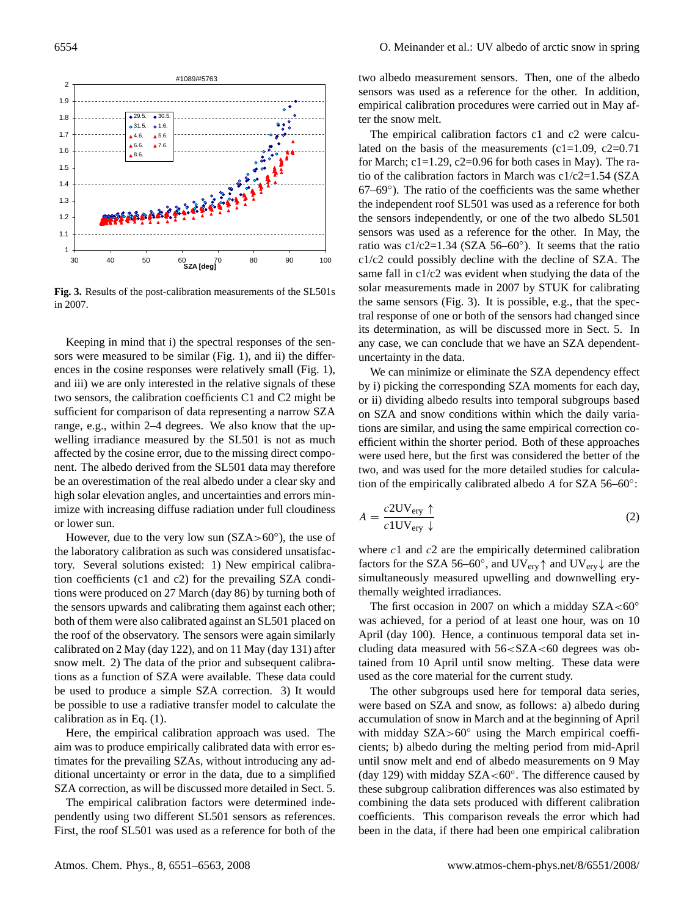**Fig. 3.** Results of the post-calibration measurements of the SL501s in 2007.

Keeping in mind that i) the spectral responses of the sensors were measured to be similar (Fig. 1), ii) the differences in the cosine responses were relatively small (Fig. 1), and iii) we are only interested in the relative signals of these two sensors, the calibration coefficients C1 and C2 might be sufficient for comparison of data representing a narrow SZA range, e.g., within 2–4 degrees. We also know that the upwelling irradiance measured by the SL501 is not as much affected by the cosine error, due to the missing direct component. The albedo derived from the SL501 data may therefore be an overestimation of the real albedo under a clear sky and high solar elevation angles, and uncertainties and errors minimize with increasing diffuse radiation under full cloudiness or lower sun.

However, due to the very low sun (SZA>60°), the use of the laboratory calibration as such was considered unsatisfactory. Several solutions existed: 1) New empirical calibration coefficients (c1 and c2) for the prevailing SZA conditions were produced on 27 March (day 86) by turning both of the sensors upwards and calibrating them against each other; both of them were also calibrated against an SL501 placed on the roof of the observatory. The sensors were again similarly calibrated on 2 May (day 122), and on 11 May (day 131) after snow melt. 2) The data of the prior and subsequent calibrations as a function of SZA were available. These data could be used to produce a simple SZA correction. 3) It would be possible to use a radiative transfer model to calculate the calibration as in Eq. (1).

Here, the empirical calibration approach was used. The aim was to produce empirically calibrated data with error estimates for the prevailing SZAs, without introducing any additional uncertainty or error in the data, due to a simplified SZA correction, as will be discussed more detailed in Sect. 5.

The empirical calibration factors were determined independently using two different SL501 sensors as references. First, the roof SL501 was used as a reference for both of the two albedo measurement sensors. Then, one of the albedo sensors was used as a reference for the other. In addition, empirical calibration procedures were carried out in May after the snow melt.

The empirical calibration factors c1 and c2 were calculated on the basis of the measurements (c1=1.09, c2=0.71 for March; c1=1.29, c2=0.96 for both cases in May). The ratio of the calibration factors in March was c1/c2=1.54 (SZA 67–69°). The ratio of the coefficients was the same whether the independent roof SL501 was used as a reference for both the sensors independently, or one of the two albedo SL501 sensors was used as a reference for the other. In May, the ratio was c1/c2=1.34 (SZA 56–60°). It seems that the ratio c1/c2 could possibly decline with the decline of SZA. The same fall in c1/c2 was evident when studying the data of the solar measurements made in 2007 by STUK for calibrating the same sensors (Fig. 3). It is possible, e.g., that the spectral response of one or both of the sensors had changed since its determination, as will be discussed more in Sect. 5. In any case, we can conclude that we have an SZA dependent-uncertainty in the data.

We can minimize or eliminate the SZA dependency effect by i) picking the corresponding SZA moments for each day, or ii) dividing albedo results into temporal subgroups based on SZA and snow conditions within which the daily variations are similar, and using the same empirical correction coefficient within the shorter period. Both of these approaches were used here, but the first was considered the better of the two, and was used for the more detailed studies for calculation of the empirically calibrated albedo $A$ for SZA 56–60°:

$$A = \frac{c2\mathrm{UV}_{\mathrm{ery}}\uparrow}{c1\mathrm{UV}_{\mathrm{ery}}\downarrow} \tag{2}$$

where $c1$ and $c2$ are the empirically determined calibration factors for the SZA 56–60°, and $\mathrm{UV}_{\mathrm{ery}}\uparrow$ and $\mathrm{UV}_{\mathrm{ery}}\downarrow$ are the simultaneously measured upwelling and downwelling erythemally weighted irradiances.

The first occasion in 2007 on which a midday SZA<60° was achieved, for a period of at least one hour, was on 10 April (day 100). Hence, a continuous temporal data set including data measured with 56<SZA<60 degrees was obtained from 10 April until snow melting. These data were used as the core material for the current study.

The other subgroups used here for temporal data series, were based on SZA and snow, as follows: a) albedo during accumulation of snow in March and at the beginning of April with midday SZA>60° using the March empirical coefficients; b) albedo during the melting period from mid-April until snow melt and end of albedo measurements on 9 May (day 129) with midday SZA<60°. The difference caused by these subgroup calibration differences was also estimated by combining the data sets produced with different calibration coefficients. This comparison reveals the error which had been in the data, if there had been one empirical calibration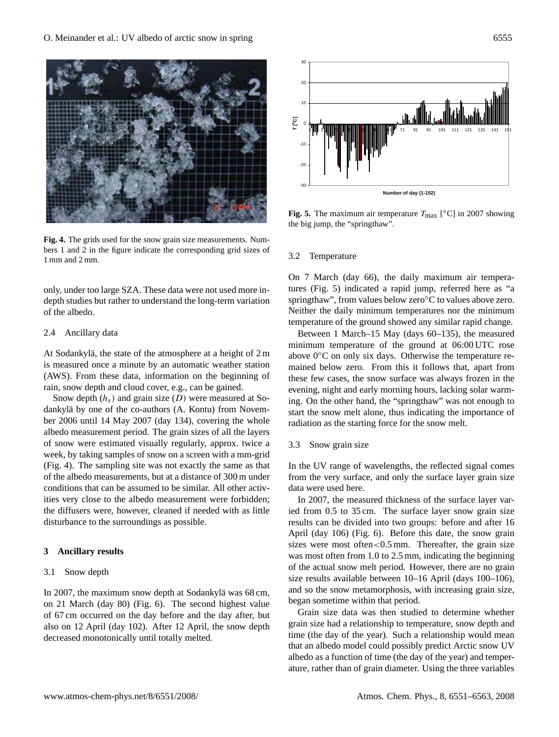only, under too large SZA. These data were not used more in-depth studies but rather to understand the long-term variation of the albedo.

### 2.4 Ancillary data

At Sodankylä, the state of the atmosphere at a height of 2 m is measured once a minute by an automatic weather station (AWS). From these data, information on the beginning of rain, snow depth and cloud cover, e.g., can be gained.

Snow depth ($h_s$) and grain size ($D$) were measured at Sodankylä by one of the co-authors (A. Kontu) from November 2006 until 14 May 2007 (day 134), covering the whole albedo measurement period. The grain sizes of all the layers of snow were estimated visually regularly, approx. twice a week, by taking samples of snow on a screen with a mm-grid (Fig. 4). The sampling site was not exactly the same as that of the albedo measurements, but at a distance of 300 m under conditions that can be assumed to be similar. All other activities very close to the albedo measurement were forbidden; the diffusers were, however, cleaned if needed with as little disturbance to the surroundings as possible.

**Fig. 4.** The grids used for the snow grain size measurements. Numbers 1 and 2 in the figure indicate the corresponding grid sizes of 1 mm and 2 mm.

## 3 Ancillary results

### 3.1 Snow depth

In 2007, the maximum snow depth at Sodankylä was 68 cm, on 21 March (day 80) (Fig. 6). The second highest value of 67 cm occurred on the day before and the day after, but also on 12 April (day 102). After 12 April, the snow depth decreased monotonically until totally melted.

**Fig. 5.** The maximum air temperature $T_{max}$ [°C] in 2007 showing the big jump, the "springthaw".

### 3.2 Temperature

On 7 March (day 66), the daily maximum air temperatures (Fig. 5) indicated a rapid jump, referred here as "a springthaw", from values below zero°C to values above zero. Neither the daily minimum temperatures nor the minimum temperature of the ground showed any similar rapid change.

Between 1 March–15 May (days 60–135), the measured minimum temperature of the ground at 06:00 UTC rose above 0°C on only six days. Otherwise the temperature remained below zero. From this it follows that, apart from these few cases, the snow surface was always frozen in the evening, night and early morning hours, lacking solar warming. On the other hand, the "springthaw" was not enough to start the snow melt alone, thus indicating the importance of radiation as the starting force for the snow melt.

### 3.3 Snow grain size

In the UV range of wavelengths, the reflected signal comes from the very surface, and only the surface layer grain size data were used here.

In 2007, the measured thickness of the surface layer varied from 0.5 to 35 cm. The surface layer snow grain size results can be divided into two groups: before and after 16 April (day 106) (Fig. 6). Before this date, the snow grain sizes were most often $<$0.5 mm. Thereafter, the grain size was most often from 1.0 to 2.5 mm, indicating the beginning of the actual snow melt period. However, there are no grain size results available between 10–16 April (days 100–106), and so the snow metamorphosis, with increasing grain size, began sometime within that period.

Grain size data was then studied to determine whether grain size had a relationship to temperature, snow depth and time (the day of the year). Such a relationship would mean that an albedo model could possibly predict Arctic snow UV albedo as a function of time (the day of the year) and temperature, rather than of grain diameter. Using the three variables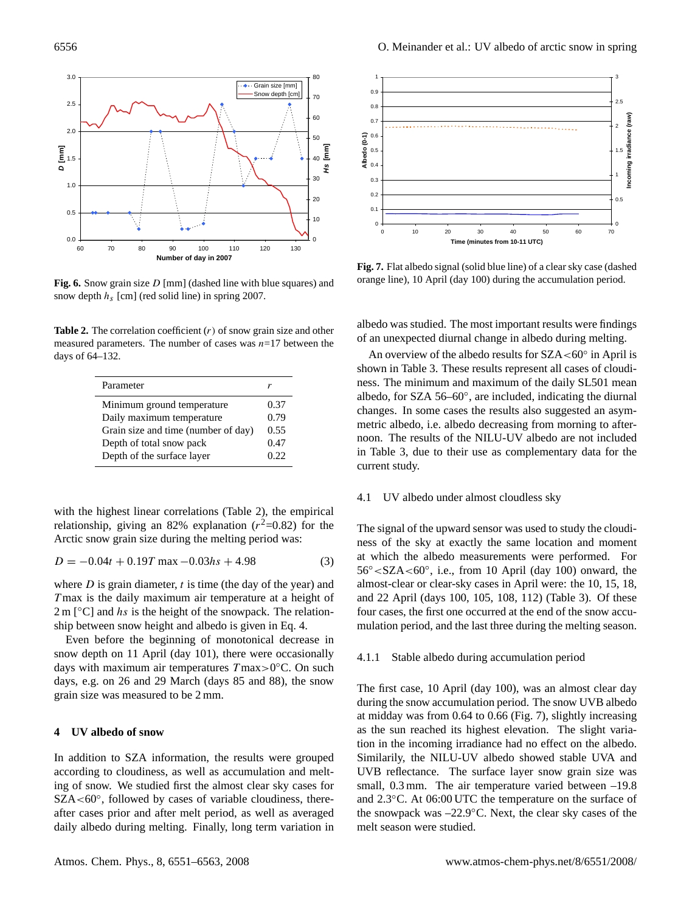**Fig. 6.** Snow grain size $D$ [mm] (dashed line with blue squares) and snow depth $h_s$ [cm] (red solid line) in spring 2007.

**Fig. 7.** Flat albedo signal (solid blue line) of a clear sky case (dashed orange line), 10 April (day 100) during the accumulation period.

**Table 2.** The correlation coefficient ($r$) of snow grain size and other measured parameters. The number of cases was $n$=17 between the days of 64–132.

| Parameter | $r$ |
|---|---|
| Minimum ground temperature | 0.37 |
| Daily maximum temperature | 0.79 |
| Grain size and time (number of day) | 0.55 |
| Depth of total snow pack | 0.47 |
| Depth of the surface layer | 0.22 |

with the highest linear correlations (Table 2), the empirical relationship, giving an 82% explanation ($r^2$=0.82) for the Arctic snow grain size during the melting period was:

$$D = -0.04t + 0.19T\max - 0.03hs + 4.98 \tag{3}$$

where $D$ is grain diameter, $t$ is time (the day of the year) and $T\max$ is the daily maximum air temperature at a height of 2 m [°C] and $hs$ is the height of the snowpack. The relationship between snow height and albedo is given in Eq. 4.

Even before the beginning of monotonical decrease in snow depth on 11 April (day 101), there were occasionally days with maximum air temperatures $T\max$>0°C. On such days, e.g. on 26 and 29 March (days 85 and 88), the snow grain size was measured to be 2 mm.

## 4 UV albedo of snow

In addition to SZA information, the results were grouped according to cloudiness, as well as accumulation and melting of snow. We studied first the almost clear sky cases for SZA<60°, followed by cases of variable cloudiness, thereafter cases prior and after melt period, as well as averaged daily albedo during melting. Finally, long term variation in albedo was studied. The most important results were findings of an unexpected diurnal change in albedo during melting.

An overview of the albedo results for SZA<60° in April is shown in Table 3. These results represent all cases of cloudiness. The minimum and maximum of the daily SL501 mean albedo, for SZA 56–60°, are included, indicating the diurnal changes. In some cases the results also suggested an asymmetric albedo, i.e. albedo decreasing from morning to afternoon. The results of the NILU-UV albedo are not included in Table 3, due to their use as complementary data for the current study.

### 4.1 UV albedo under almost cloudless sky

The signal of the upward sensor was used to study the cloudiness of the sky at exactly the same location and moment at which the albedo measurements were performed. For 56°<SZA<60°, i.e., from 10 April (day 100) onward, the almost-clear or clear-sky cases in April were: the 10, 15, 18, and 22 April (days 100, 105, 108, 112) (Table 3). Of these four cases, the first one occurred at the end of the snow accumulation period, and the last three during the melting season.

#### 4.1.1 Stable albedo during accumulation period

The first case, 10 April (day 100), was an almost clear day during the snow accumulation period. The snow UVB albedo at midday was from 0.64 to 0.66 (Fig. 7), slightly increasing as the sun reached its highest elevation. The slight variation in the incoming irradiance had no effect on the albedo. Similarily, the NILU-UV albedo showed stable UVA and UVB reflectance. The surface layer snow grain size was small, 0.3 mm. The air temperature varied between –19.8 and 2.3°C. At 06:00 UTC the temperature on the surface of the snowpack was –22.9°C. Next, the clear sky cases of the melt season were studied.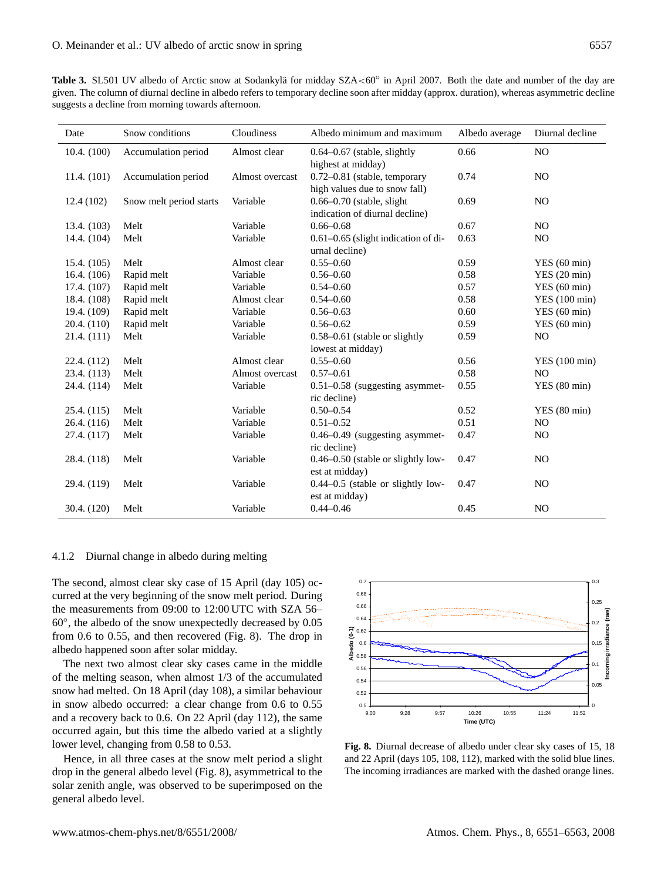**Table 3.** SL501 UV albedo of Arctic snow at Sodankylä for midday SZA<60° in April 2007. Both the date and number of the day are given. The column of diurnal decline in albedo refers to temporary decline soon after midday (approx. duration), whereas asymmetric decline suggests a decline from morning towards afternoon.

| Date | Snow conditions | Cloudiness | Albedo minimum and maximum | Albedo average | Diurnal decline |
|---|---|---|---|---|---|
| 10.4. (100) | Accumulation period | Almost clear | 0.64–0.67 (stable, slightly highest at midday) | 0.66 | NO |
| 11.4. (101) | Accumulation period | Almost overcast | 0.72–0.81 (stable, temporary high values due to snow fall) | 0.74 | NO |
| 12.4 (102) | Snow melt period starts | Variable | 0.66–0.70 (stable, slight indication of diurnal decline) | 0.69 | NO |
| 13.4. (103) | Melt | Variable | 0.66–0.68 | 0.67 | NO |
| 14.4. (104) | Melt | Variable | 0.61–0.65 (slight indication of diurnal decline) | 0.63 | NO |
| 15.4. (105) | Melt | Almost clear | 0.55–0.60 | 0.59 | YES (60 min) |
| 16.4. (106) | Rapid melt | Variable | 0.56–0.60 | 0.58 | YES (20 min) |
| 17.4. (107) | Rapid melt | Variable | 0.54–0.60 | 0.57 | YES (60 min) |
| 18.4. (108) | Rapid melt | Almost clear | 0.54–0.60 | 0.58 | YES (100 min) |
| 19.4. (109) | Rapid melt | Variable | 0.56–0.63 | 0.60 | YES (60 min) |
| 20.4. (110) | Rapid melt | Variable | 0.56–0.62 | 0.59 | YES (60 min) |
| 21.4. (111) | Melt | Variable | 0.58–0.61 (stable or slightly lowest at midday) | 0.59 | NO |
| 22.4. (112) | Melt | Almost clear | 0.55–0.60 | 0.56 | YES (100 min) |
| 23.4. (113) | Melt | Almost overcast | 0.57–0.61 | 0.58 | NO |
| 24.4. (114) | Melt | Variable | 0.51–0.58 (suggesting asymmetric decline) | 0.55 | YES (80 min) |
| 25.4. (115) | Melt | Variable | 0.50–0.54 | 0.52 | YES (80 min) |
| 26.4. (116) | Melt | Variable | 0.51–0.52 | 0.51 | NO |
| 27.4. (117) | Melt | Variable | 0.46–0.49 (suggesting asymmetric decline) | 0.47 | NO |
| 28.4. (118) | Melt | Variable | 0.46–0.50 (stable or slightly lowest at midday) | 0.47 | NO |
| 29.4. (119) | Melt | Variable | 0.44–0.5 (stable or slightly lowest at midday) | 0.47 | NO |
| 30.4. (120) | Melt | Variable | 0.44–0.46 | 0.45 | NO |

### 4.1.2 Diurnal change in albedo during melting

The second, almost clear sky case of 15 April (day 105) occurred at the very beginning of the snow melt period. During the measurements from 09:00 to 12:00 UTC with SZA 56–60°, the albedo of the snow unexpectedly decreased by 0.05 from 0.6 to 0.55, and then recovered (Fig. 8). The drop in albedo happened soon after solar midday.

The next two almost clear sky cases came in the middle of the melting season, when almost 1/3 of the accumulated snow had melted. On 18 April (day 108), a similar behaviour in snow albedo occurred: a clear change from 0.6 to 0.55 and a recovery back to 0.6. On 22 April (day 112), the same occurred again, but this time the albedo varied at a slightly lower level, changing from 0.58 to 0.53.

Hence, in all three cases at the snow melt period a slight drop in the general albedo level (Fig. 8), asymmetrical to the solar zenith angle, was observed to be superimposed on the general albedo level.

**Fig. 8.** Diurnal decrease of albedo under clear sky cases of 15, 18 and 22 April (days 105, 108, 112), marked with the solid blue lines. The incoming irradiances are marked with the dashed orange lines.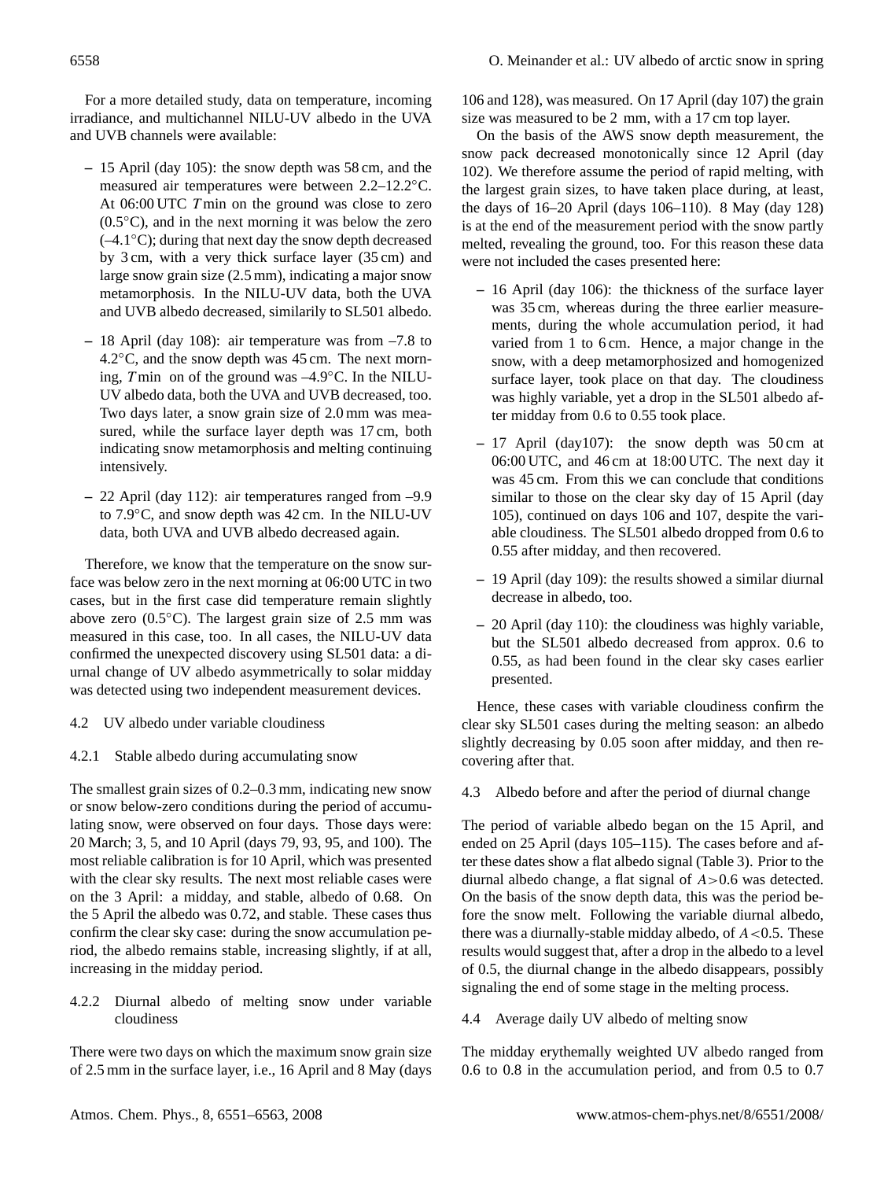For a more detailed study, data on temperature, incoming irradiance, and multichannel NILU-UV albedo in the UVA and UVB channels were available:

- 15 April (day 105): the snow depth was 58 cm, and the measured air temperatures were between 2.2–12.2°C. At 06:00 UTC *T*min on the ground was close to zero (0.5°C), and in the next morning it was below the zero (–4.1°C); during that next day the snow depth decreased by 3 cm, with a very thick surface layer (35 cm) and large snow grain size (2.5 mm), indicating a major snow metamorphosis. In the NILU-UV data, both the UVA and UVB albedo decreased, similarly to SL501 albedo.
- 18 April (day 108): air temperature was from –7.8 to 4.2°C, and the snow depth was 45 cm. The next morning, *T*min on of the ground was –4.9°C. In the NILU-UV albedo data, both the UVA and UVB decreased, too. Two days later, a snow grain size of 2.0 mm was measured, while the surface layer depth was 17 cm, both indicating snow metamorphosis and melting continuing intensively.
- 22 April (day 112): air temperatures ranged from –9.9 to 7.9°C, and snow depth was 42 cm. In the NILU-UV data, both UVA and UVB albedo decreased again.

Therefore, we know that the temperature on the snow surface was below zero in the next morning at 06:00 UTC in two cases, but in the first case did temperature remain slightly above zero (0.5°C). The largest grain size of 2.5 mm was measured in this case, too. In all cases, the NILU-UV data confirmed the unexpected discovery using SL501 data: a diurnal change of UV albedo asymmetrically to solar midday was detected using two independent measurement devices.

### 4.2 UV albedo under variable cloudiness

#### 4.2.1 Stable albedo during accumulating snow

The smallest grain sizes of 0.2–0.3 mm, indicating new snow or snow below-zero conditions during the period of accumulating snow, were observed on four days. Those days were: 20 March; 3, 5, and 10 April (days 79, 93, 95, and 100). The most reliable calibration is for 10 April, which was presented with the clear sky results. The next most reliable cases were on the 3 April: a midday, and stable, albedo of 0.68. On the 5 April the albedo was 0.72, and stable. These cases thus confirm the clear sky case: during the snow accumulation period, the albedo remains stable, increasing slightly, if at all, increasing in the midday period.

#### 4.2.2 Diurnal albedo of melting snow under variable cloudiness

There were two days on which the maximum snow grain size of 2.5 mm in the surface layer, i.e., 16 April and 8 May (days 106 and 128), was measured. On 17 April (day 107) the grain size was measured to be 2 mm, with a 17 cm top layer.

On the basis of the AWS snow depth measurement, the snow pack decreased monotonically since 12 April (day 102). We therefore assume the period of rapid melting, with the largest grain sizes, to have taken place during, at least, the days of 16–20 April (days 106–110). 8 May (day 128) is at the end of the measurement period with the snow partly melted, revealing the ground, too. For this reason these data were not included the cases presented here:

- 16 April (day 106): the thickness of the surface layer was 35 cm, whereas during the three earlier measurements, during the whole accumulation period, it had varied from 1 to 6 cm. Hence, a major change in the snow, with a deep metamorphosized and homogenized surface layer, took place on that day. The cloudiness was highly variable, yet a drop in the SL501 albedo after midday from 0.6 to 0.55 took place.
- 17 April (day107): the snow depth was 50 cm at 06:00 UTC, and 46 cm at 18:00 UTC. The next day it was 45 cm. From this we can conclude that conditions similar to those on the clear sky day of 15 April (day 105), continued on days 106 and 107, despite the variable cloudiness. The SL501 albedo dropped from 0.6 to 0.55 after midday, and then recovered.
- 19 April (day 109): the results showed a similar diurnal decrease in albedo, too.
- 20 April (day 110): the cloudiness was highly variable, but the SL501 albedo decreased from approx. 0.6 to 0.55, as had been found in the clear sky cases earlier presented.

Hence, these cases with variable cloudiness confirm the clear sky SL501 cases during the melting season: an albedo slightly decreasing by 0.05 soon after midday, and then recovering after that.

### 4.3 Albedo before and after the period of diurnal change

The period of variable albedo began on the 15 April, and ended on 25 April (days 105–115). The cases before and after these dates show a flat albedo signal (Table 3). Prior to the diurnal albedo change, a flat signal of $A>0.6$ was detected. On the basis of the snow depth data, this was the period before the snow melt. Following the variable diurnal albedo, there was a diurnally-stable midday albedo, of $A<0.5$. These results would suggest that, after a drop in the albedo to a level of 0.5, the diurnal change in the albedo disappears, possibly signaling the end of some stage in the melting process.

### 4.4 Average daily UV albedo of melting snow

The midday erythemally weighted UV albedo ranged from 0.6 to 0.8 in the accumulation period, and from 0.5 to 0.7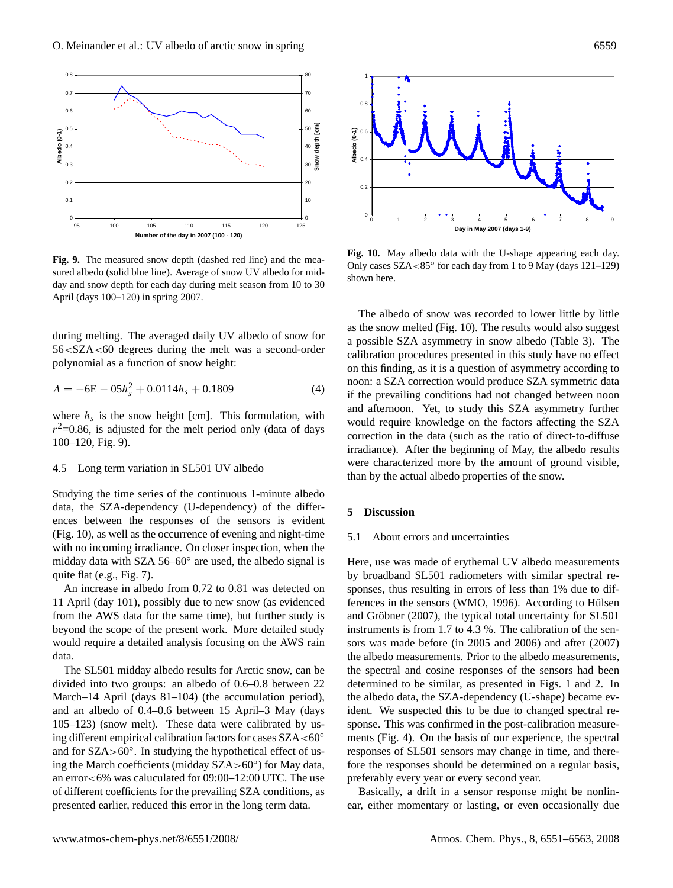**Fig. 9.** The measured snow depth (dashed red line) and the measured albedo (solid blue line). Average of snow UV albedo for midday and snow depth for each day during melt season from 10 to 30 April (days 100–120) in spring 2007.

**Fig. 10.** May albedo data with the U-shape appearing each day. Only cases SZA<85° for each day from 1 to 9 May (days 121–129) shown here.

during melting. The averaged daily UV albedo of snow for 56<SZA<60 degrees during the melt was a second-order polynomial as a function of snow height:

$$A = -6\mathrm{E}-05h_s^2 + 0.0114h_s + 0.1809 \quad (4)$$

where $h_s$ is the snow height [cm]. This formulation, with $r^2$=0.86, is adjusted for the melt period only (data of days 100–120, Fig. 9).

### 4.5 Long term variation in SL501 UV albedo

Studying the time series of the continuous 1-minute albedo data, the SZA-dependency (U-dependency) of the differences between the responses of the sensors is evident (Fig. 10), as well as the occurrence of evening and night-time with no incoming irradiance. On closer inspection, when the midday data with SZA 56–60° are used, the albedo signal is quite flat (e.g., Fig. 7).

An increase in albedo from 0.72 to 0.81 was detected on 11 April (day 101), possibly due to new snow (as evidenced from the AWS data for the same time), but further study is beyond the scope of the present work. More detailed study would require a detailed analysis focusing on the AWS rain data.

The SL501 midday albedo results for Arctic snow, can be divided into two groups: an albedo of 0.6–0.8 between 22 March–14 April (days 81–104) (the accumulation period), and an albedo of 0.4–0.6 between 15 April–3 May (days 105–123) (snow melt). These data were calibrated by using different empirical calibration factors for cases SZA<60° and for SZA>60°. In studying the hypothetical effect of using the March coefficients (midday SZA>60°) for May data, an error<6% was caluculated for 09:00–12:00 UTC. The use of different coefficients for the prevailing SZA conditions, as presented earlier, reduced this error in the long term data.

The albedo of snow was recorded to lower little by little as the snow melted (Fig. 10). The results would also suggest a possible SZA asymmetry in snow albedo (Table 3). The calibration procedures presented in this study have no effect on this finding, as it is a question of asymmetry according to noon: a SZA correction would produce SZA symmetric data if the prevailing conditions had not changed between noon and afternoon. Yet, to study this SZA asymmetry further would require knowledge on the factors affecting the SZA correction in the data (such as the ratio of direct-to-diffuse irradiance). After the beginning of May, the albedo results were characterized more by the amount of ground visible, than by the actual albedo properties of the snow.

## 5 Discussion

### 5.1 About errors and uncertainties

Here, use was made of erythemal UV albedo measurements by broadband SL501 radiometers with similar spectral responses, thus resulting in errors of less than 1% due to differences in the sensors (WMO, 1996). According to Hülsen and Gröbner (2007), the typical total uncertainty for SL501 instruments is from 1.7 to 4.3 %. The calibration of the sensors was made before (in 2005 and 2006) and after (2007) the albedo measurements. Prior to the albedo measurements, the spectral and cosine responses of the sensors had been determined to be similar, as presented in Figs. 1 and 2. In the albedo data, the SZA-dependency (U-shape) became evident. We suspected this to be due to changed spectral response. This was confirmed in the post-calibration measurements (Fig. 4). On the basis of our experience, the spectral responses of SL501 sensors may change in time, and therefore the responses should be determined on a regular basis, preferably every year or every second year.

Basically, a drift in a sensor response might be nonlinear, either momentary or lasting, or even occasionally due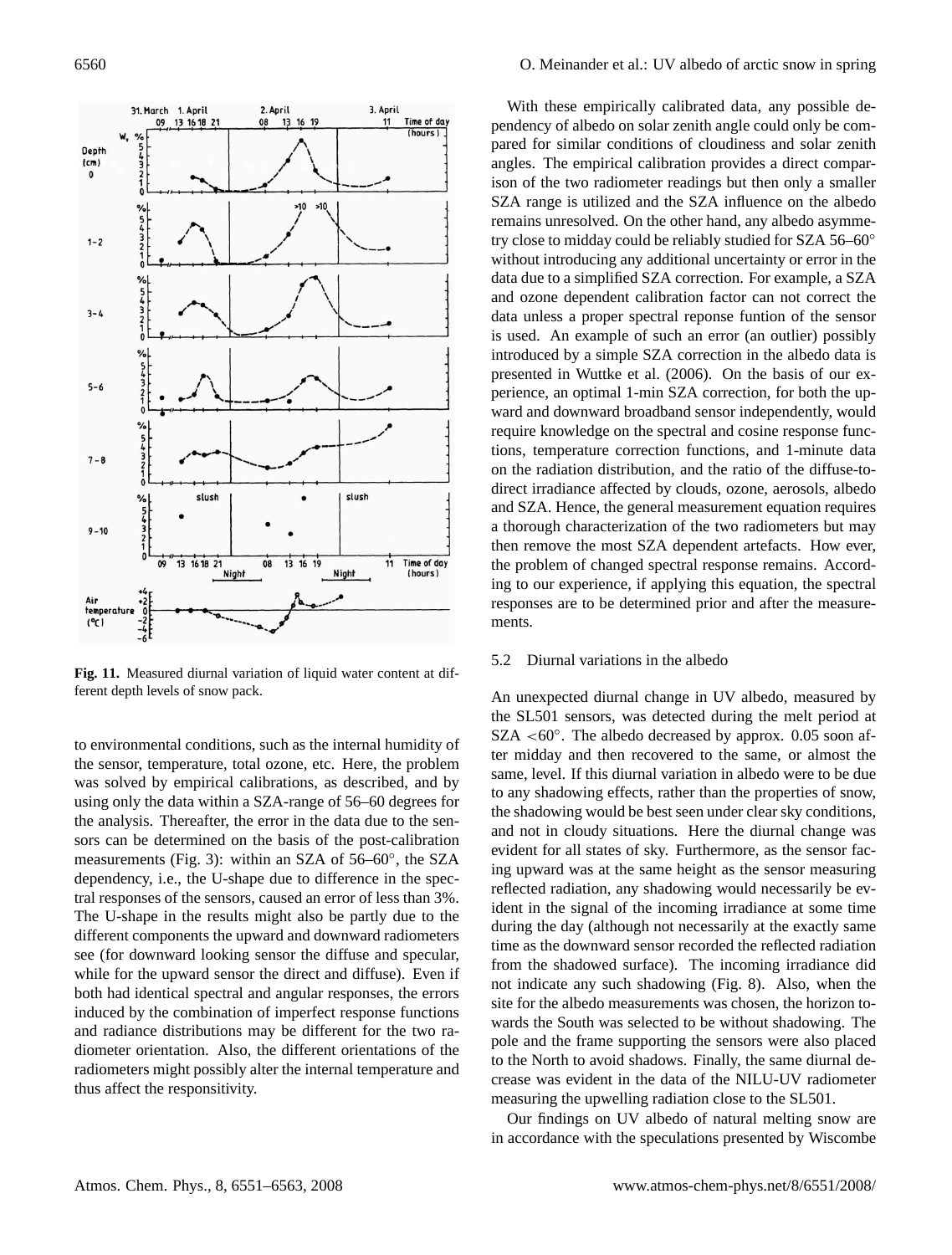**Fig. 11.** Measured diurnal variation of liquid water content at different depth levels of snow pack.

to environmental conditions, such as the internal humidity of the sensor, temperature, total ozone, etc. Here, the problem was solved by empirical calibrations, as described, and by using only the data within a SZA-range of 56–60 degrees for the analysis. Thereafter, the error in the data due to the sensors can be determined on the basis of the post-calibration measurements (Fig. 3): within an SZA of 56–60°, the SZA dependency, i.e., the U-shape due to difference in the spectral responses of the sensors, caused an error of less than 3%. The U-shape in the results might also be partly due to the different components the upward and downward radiometers see (for downward looking sensor the diffuse and specular, while for the upward sensor the direct and diffuse). Even if both had identical spectral and angular responses, the errors induced by the combination of imperfect response functions and radiance distributions may be different for the two radiometer orientation. Also, the different orientations of the radiometers might possibly alter the internal temperature and thus affect the responsitivity.

With these empirically calibrated data, any possible dependency of albedo on solar zenith angle could only be compared for similar conditions of cloudiness and solar zenith angles. The empirical calibration provides a direct comparison of the two radiometer readings but then only a smaller SZA range is utilized and the SZA influence on the albedo remains unresolved. On the other hand, any albedo asymmetry close to midday could be reliably studied for SZA 56–60° without introducing any additional uncertainty or error in the data due to a simplified SZA correction. For example, a SZA and ozone dependent calibration factor can not correct the data unless a proper spectral reponse funtion of the sensor is used. An example of such an error (an outlier) possibly introduced by a simple SZA correction in the albedo data is presented in Wuttke et al. (2006). On the basis of our experience, an optimal 1-min SZA correction, for both the upward and downward broadband sensor independently, would require knowledge on the spectral and cosine response functions, temperature correction functions, and 1-minute data on the radiation distribution, and the ratio of the diffuse-to-direct irradiance affected by clouds, ozone, aerosols, albedo and SZA. Hence, the general measurement equation requires a thorough characterization of the two radiometers but may then remove the most SZA dependent artefacts. How ever, the problem of changed spectral response remains. According to our experience, if applying this equation, the spectral responses are to be determined prior and after the measurements.

### 5.2 Diurnal variations in the albedo

An unexpected diurnal change in UV albedo, measured by the SL501 sensors, was detected during the melt period at SZA <60°. The albedo decreased by approx. 0.05 soon after midday and then recovered to the same, or almost the same, level. If this diurnal variation in albedo were to be due to any shadowing effects, rather than the properties of snow, the shadowing would be best seen under clear sky conditions, and not in cloudy situations. Here the diurnal change was evident for all states of sky. Furthermore, as the sensor facing upward was at the same height as the sensor measuring reflected radiation, any shadowing would necessarily be evident in the signal of the incoming irradiance at some time during the day (although not necessarily at the exactly same time as the downward sensor recorded the reflected radiation from the shadowed surface). The incoming irradiance did not indicate any such shadowing (Fig. 8). Also, when the site for the albedo measurements was chosen, the horizon towards the South was selected to be without shadowing. The pole and the frame supporting the sensors were also placed to the North to avoid shadows. Finally, the same diurnal decrease was evident in the data of the NILU-UV radiometer measuring the upwelling radiation close to the SL501.

Our findings on UV albedo of natural melting snow are in accordance with the speculations presented by Wiscombe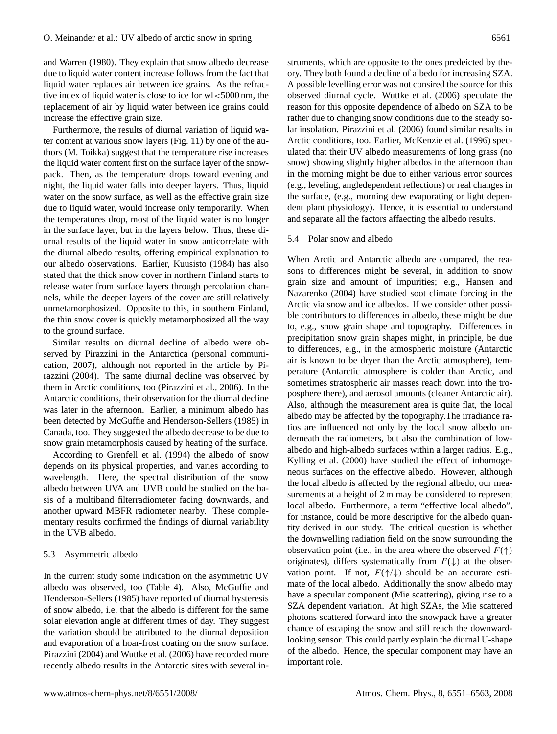and Warren (1980). They explain that snow albedo decrease due to liquid water content increase follows from the fact that liquid water replaces air between ice grains. As the refractive index of liquid water is close to ice for wl<5000 nm, the replacement of air by liquid water between ice grains could increase the effective grain size.

Furthermore, the results of diurnal variation of liquid water content at various snow layers (Fig. 11) by one of the authors (M. Toikka) suggest that the temperature rise increases the liquid water content first on the surface layer of the snowpack. Then, as the temperature drops toward evening and night, the liquid water falls into deeper layers. Thus, liquid water on the snow surface, as well as the effective grain size due to liquid water, would increase only temporarily. When the temperatures drop, most of the liquid water is no longer in the surface layer, but in the layers below. Thus, these diurnal results of the liquid water in snow anticorrelate with the diurnal albedo results, offering empirical explanation to our albedo observations. Earlier, Kuusisto (1984) has also stated that the thick snow cover in northern Finland starts to release water from surface layers through percolation channels, while the deeper layers of the cover are still relatively unmetamorphosized. Opposite to this, in southern Finland, the thin snow cover is quickly metamorphosized all the way to the ground surface.

Similar results on diurnal decline of albedo were observed by Pirazzini in the Antarctica (personal communication, 2007), although not reported in the article by Pirazzini (2004). The same diurnal decline was observed by them in Arctic conditions, too (Pirazzini et al., 2006). In the Antarctic conditions, their observation for the diurnal decline was later in the afternoon. Earlier, a minimum albedo has been detected by McGuffie and Henderson-Sellers (1985) in Canada, too. They suggested the albedo decrease to be due to snow grain metamorphosis caused by heating of the surface.

According to Grenfell et al. (1994) the albedo of snow depends on its physical properties, and varies according to wavelength. Here, the spectral distribution of the snow albedo between UVA and UVB could be studied on the basis of a multiband filterradiometer facing downwards, and another upward MBFR radiometer nearby. These complementary results confirmed the findings of diurnal variability in the UVB albedo.

### 5.3 Asymmetric albedo

In the current study some indication on the asymmetric UV albedo was observed, too (Table 4). Also, McGuffie and Henderson-Sellers (1985) have reported of diurnal hysteresis of snow albedo, i.e. that the albedo is different for the same solar elevation angle at different times of day. They suggest the variation should be attributed to the diurnal deposition and evaporation of a hoar-frost coating on the snow surface. Pirazzini (2004) and Wuttke et al. (2006) have recorded more recently albedo results in the Antarctic sites with several instruments, which are opposite to the ones predeicted by theory. They both found a decline of albedo for increasing SZA. A possible levelling error was not consired the source for this observed diurnal cycle. Wuttke et al. (2006) speculate the reason for this opposite dependence of albedo on SZA to be rather due to changing snow conditions due to the steady solar insolation. Pirazzini et al. (2006) found similar results in Arctic conditions, too. Earlier, McKenzie et al. (1996) speculated that their UV albedo measurements of long grass (no snow) showing slightly higher albedos in the afternoon than in the morning might be due to either various error sources (e.g., leveling, angledependent reflections) or real changes in the surface, (e.g., morning dew evaporating or light dependent plant physiology). Hence, it is essential to understand and separate all the factors affaecting the albedo results.

### 5.4 Polar snow and albedo

When Arctic and Antarctic albedo are compared, the reasons to differences might be several, in addition to snow grain size and amount of impurities; e.g., Hansen and Nazarenko (2004) have studied soot climate forcing in the Arctic via snow and ice albedos. If we consider other possible contributors to differences in albedo, these might be due to, e.g., snow grain shape and topography. Differences in precipitation snow grain shapes might, in principle, be due to differences, e.g., in the atmospheric moisture (Antarctic air is known to be dryer than the Arctic atmosphere), temperature (Antarctic atmosphere is colder than Arctic, and sometimes stratospheric air masses reach down into the troposphere there), and aerosol amounts (cleaner Antarctic air). Also, although the measurement area is quite flat, the local albedo may be affected by the topography.The irradiance ratios are influenced not only by the local snow albedo underneath the radiometers, but also the combination of low-albedo and high-albedo surfaces within a larger radius. E.g., Kylling et al. (2000) have studied the effect of inhomogeneous surfaces on the effective albedo. However, although the local albedo is affected by the regional albedo, our measurements at a height of 2 m may be considered to represent local albedo. Furthermore, a term "effective local albedo", for instance, could be more descriptive for the albedo quantity derived in our study. The critical question is whether the downwelling radiation field on the snow surrounding the observation point (i.e., in the area where the observed $F(\uparrow)$ originates), differs systematically from $F(\downarrow)$ at the observation point. If not, $F(\uparrow/\downarrow)$ should be an accurate estimate of the local albedo. Additionally the snow albedo may have a specular component (Mie scattering), giving rise to a SZA dependent variation. At high SZAs, the Mie scattered photons scattered forward into the snowpack have a greater chance of escaping the snow and still reach the downward-looking sensor. This could partly explain the diurnal U-shape of the albedo. Hence, the specular component may have an important role.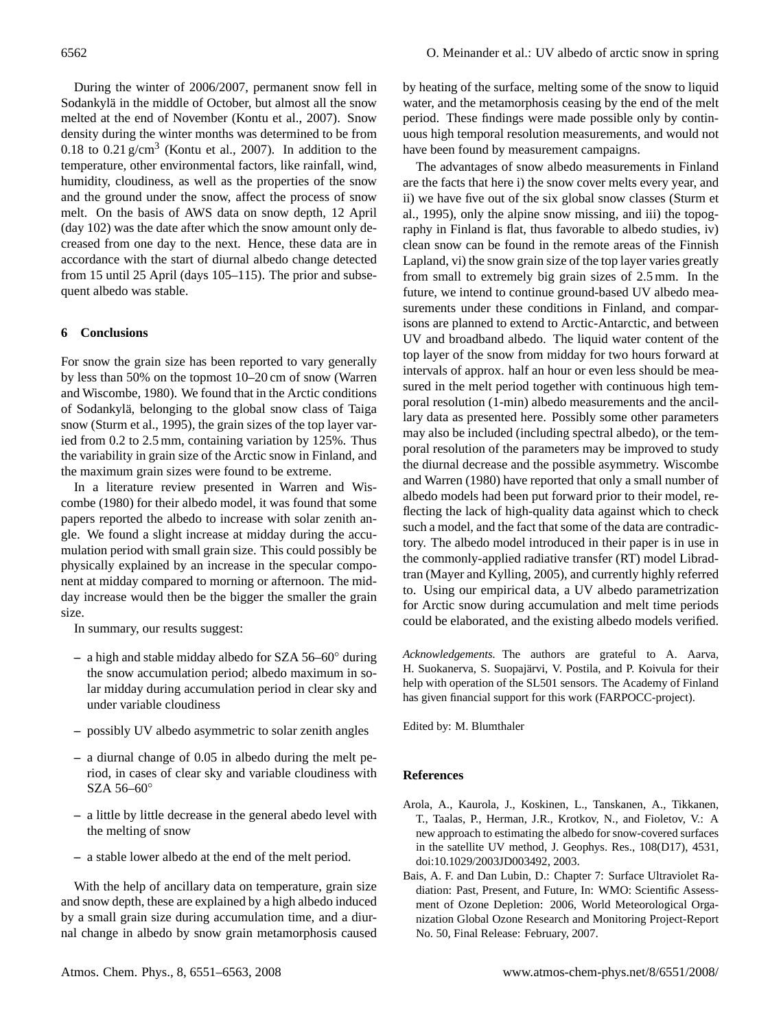During the winter of 2006/2007, permanent snow fell in Sodankylä in the middle of October, but almost all the snow melted at the end of November (Kontu et al., 2007). Snow density during the winter months was determined to be from 0.18 to 0.21 g/cm$^3$ (Kontu et al., 2007). In addition to the temperature, other environmental factors, like rainfall, wind, humidity, cloudiness, as well as the properties of the snow and the ground under the snow, affect the process of snow melt. On the basis of AWS data on snow depth, 12 April (day 102) was the date after which the snow amount only decreased from one day to the next. Hence, these data are in accordance with the start of diurnal albedo change detected from 15 until 25 April (days 105–115). The prior and subsequent albedo was stable.

## 6 Conclusions

For snow the grain size has been reported to vary generally by less than 50% on the topmost 10–20 cm of snow (Warren and Wiscombe, 1980). We found that in the Arctic conditions of Sodankylä, belonging to the global snow class of Taiga snow (Sturm et al., 1995), the grain sizes of the top layer varied from 0.2 to 2.5 mm, containing variation by 125%. Thus the variability in grain size of the Arctic snow in Finland, and the maximum grain sizes were found to be extreme.

In a literature review presented in Warren and Wiscombe (1980) for their albedo model, it was found that some papers reported the albedo to increase with solar zenith angle. We found a slight increase at midday during the accumulation period with small grain size. This could possibly be physically explained by an increase in the specular component at midday compared to morning or afternoon. The midday increase would then be the bigger the smaller the grain size.

In summary, our results suggest:

- a high and stable midday albedo for SZA 56–60° during the snow accumulation period; albedo maximum in solar midday during accumulation period in clear sky and under variable cloudiness
- possibly UV albedo asymmetric to solar zenith angles
- a diurnal change of 0.05 in albedo during the melt period, in cases of clear sky and variable cloudiness with SZA 56–60°
- a little by little decrease in the general abedo level with the melting of snow
- a stable lower albedo at the end of the melt period.

With the help of ancillary data on temperature, grain size and snow depth, these are explained by a high albedo induced by a small grain size during accumulation time, and a diurnal change in albedo by snow grain metamorphosis caused by heating of the surface, melting some of the snow to liquid water, and the metamorphosis ceasing by the end of the melt period. These findings were made possible only by continuous high temporal resolution measurements, and would not have been found by measurement campaigns.

The advantages of snow albedo measurements in Finland are the facts that here i) the snow cover melts every year, and ii) we have five out of the six global snow classes (Sturm et al., 1995), only the alpine snow missing, and iii) the topography in Finland is flat, thus favorable to albedo studies, iv) clean snow can be found in the remote areas of the Finnish Lapland, vi) the snow grain size of the top layer varies greatly from small to extremely big grain sizes of 2.5 mm. In the future, we intend to continue ground-based UV albedo measurements under these conditions in Finland, and comparisons are planned to extend to Arctic-Antarctic, and between UV and broadband albedo. The liquid water content of the top layer of the snow from midday for two hours forward at intervals of approx. half an hour or even less should be measured in the melt period together with continuous high temporal resolution (1-min) albedo measurements and the ancillary data as presented here. Possibly some other parameters may also be included (including spectral albedo), or the temporal resolution of the parameters may be improved to study the diurnal decrease and the possible asymmetry. Wiscombe and Warren (1980) have reported that only a small number of albedo models had been put forward prior to their model, reflecting the lack of high-quality data against which to check such a model, and the fact that some of the data are contradictory. The albedo model introduced in their paper is in use in the commonly-applied radiative transfer (RT) model Libradtran (Mayer and Kylling, 2005), and currently highly referred to. Using our empirical data, a UV albedo parametrization for Arctic snow during accumulation and melt time periods could be elaborated, and the existing albedo models verified.

*Acknowledgements.* The authors are grateful to A. Aarva, H. Suokanerva, S. Suopajärvi, V. Postila, and P. Koivula for their help with operation of the SL501 sensors. The Academy of Finland has given financial support for this work (FARPOCC-project).

Edited by: M. Blumthaler

## References

Arola, A., Kaurola, J., Koskinen, L., Tanskanen, A., Tikkanen, T., Taalas, P., Herman, J.R., Krotkov, N., and Fioletov, V.: A new approach to estimating the albedo for snow-covered surfaces in the satellite UV method, J. Geophys. Res., 108(D17), 4531, doi:10.1029/2003JD003492, 2003.

Bais, A. F. and Dan Lubin, D.: Chapter 7: Surface Ultraviolet Radiation: Past, Present, and Future, In: WMO: Scientific Assessment of Ozone Depletion: 2006, World Meteorological Organization Global Ozone Research and Monitoring Project-Report No. 50, Final Release: February, 2007.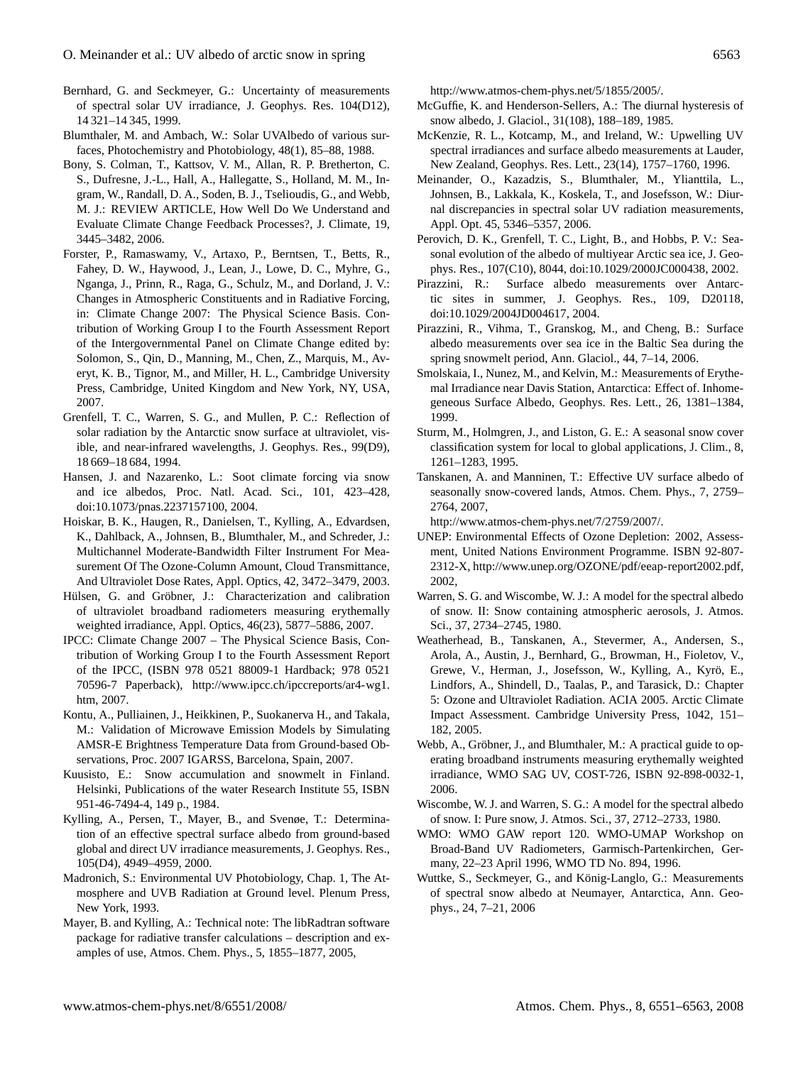Bernhard, G. and Seckmeyer, G.: Uncertainty of measurements of spectral solar UV irradiance, J. Geophys. Res. 104(D12), 14 321–14 345, 1999.

Blumthaler, M. and Ambach, W.: Solar UVAlbedo of various surfaces, Photochemistry and Photobiology, 48(1), 85–88, 1988.

Bony, S. Colman, T., Kattsov, V. M., Allan, R. P. Bretherton, C. S., Dufresne, J.-L., Hall, A., Hallegatte, S., Holland, M. M., Ingram, W., Randall, D. A., Soden, B. J., Tselioudis, G., and Webb, M. J.: REVIEW ARTICLE, How Well Do We Understand and Evaluate Climate Change Feedback Processes?, J. Climate, 19, 3445–3482, 2006.

Forster, P., Ramaswamy, V., Artaxo, P., Berntsen, T., Betts, R., Fahey, D. W., Haywood, J., Lean, J., Lowe, D. C., Myhre, G., Nganga, J., Prinn, R., Raga, G., Schulz, M., and Dorland, J. V.: Changes in Atmospheric Constituents and in Radiative Forcing, in: Climate Change 2007: The Physical Science Basis. Contribution of Working Group I to the Fourth Assessment Report of the Intergovernmental Panel on Climate Change edited by: Solomon, S., Qin, D., Manning, M., Chen, Z., Marquis, M., Averyt, K. B., Tignor, M., and Miller, H. L., Cambridge University Press, Cambridge, United Kingdom and New York, NY, USA, 2007.

Grenfell, T. C., Warren, S. G., and Mullen, P. C.: Reflection of solar radiation by the Antarctic snow surface at ultraviolet, visible, and near-infrared wavelengths, J. Geophys. Res., 99(D9), 18 669–18 684, 1994.

Hansen, J. and Nazarenko, L.: Soot climate forcing via snow and ice albedos, Proc. Natl. Acad. Sci., 101, 423–428, doi:10.1073/pnas.2237157100, 2004.

Hoiskar, B. K., Haugen, R., Danielsen, T., Kylling, A., Edvardsen, K., Dahlback, A., Johnsen, B., Blumthaler, M., and Schreder, J.: Multichannel Moderate-Bandwidth Filter Instrument For Measurement Of The Ozone-Column Amount, Cloud Transmittance, And Ultraviolet Dose Rates, Appl. Optics, 42, 3472–3479, 2003.

Hülsen, G. and Gröbner, J.: Characterization and calibration of ultraviolet broadband radiometers measuring erythemally weighted irradiance, Appl. Optics, 46(23), 5877–5886, 2007.

IPCC: Climate Change 2007 – The Physical Science Basis, Contribution of Working Group I to the Fourth Assessment Report of the IPCC, (ISBN 978 0521 88009-1 Hardback; 978 0521 70596-7 Paperback), http://www.ipcc.ch/ipccreports/ar4-wg1.htm, 2007.

Kontu, A., Pulliainen, J., Heikkinen, P., Suokanerva H., and Takala, M.: Validation of Microwave Emission Models by Simulating AMSR-E Brightness Temperature Data from Ground-based Observations, Proc. 2007 IGARSS, Barcelona, Spain, 2007.

Kuusisto, E.: Snow accumulation and snowmelt in Finland. Helsinki, Publications of the water Research Institute 55, ISBN 951-46-7494-4, 149 p., 1984.

Kylling, A., Persen, T., Mayer, B., and Svenøe, T.: Determination of an effective spectral surface albedo from ground-based global and direct UV irradiance measurements, J. Geophys. Res., 105(D4), 4949–4959, 2000.

Madronich, S.: Environmental UV Photobiology, Chap. 1, The Atmosphere and UVB Radiation at Ground level. Plenum Press, New York, 1993.

Mayer, B. and Kylling, A.: Technical note: The libRadtran software package for radiative transfer calculations – description and examples of use, Atmos. Chem. Phys., 5, 1855–1877, 2005, http://www.atmos-chem-phys.net/5/1855/2005/.

McGuffie, K. and Henderson-Sellers, A.: The diurnal hysteresis of snow albedo, J. Glaciol., 31(108), 188–189, 1985.

McKenzie, R. L., Kotcamp, M., and Ireland, W.: Upwelling UV spectral irradiances and surface albedo measurements at Lauder, New Zealand, Geophys. Res. Lett., 23(14), 1757–1760, 1996.

Meinander, O., Kazadzis, S., Blumthaler, M., Ylianttila, L., Johnsen, B., Lakkala, K., Koskela, T., and Josefsson, W.: Diurnal discrepancies in spectral solar UV radiation measurements, Appl. Opt. 45, 5346–5357, 2006.

Perovich, D. K., Grenfell, T. C., Light, B., and Hobbs, P. V.: Seasonal evolution of the albedo of multiyear Arctic sea ice, J. Geophys. Res., 107(C10), 8044, doi:10.1029/2000JC000438, 2002.

Pirazzini, R.: Surface albedo measurements over Antarctic sites in summer, J. Geophys. Res., 109, D20118, doi:10.1029/2004JD004617, 2004.

Pirazzini, R., Vihma, T., Granskog, M., and Cheng, B.: Surface albedo measurements over sea ice in the Baltic Sea during the spring snowmelt period, Ann. Glaciol., 44, 7–14, 2006.

Smolskaia, I., Nunez, M., and Kelvin, M.: Measurements of Erythemal Irradiance near Davis Station, Antarctica: Effect of. Inhomegeneous Surface Albedo, Geophys. Res. Lett., 26, 1381–1384, 1999.

Sturm, M., Holmgren, J., and Liston, G. E.: A seasonal snow cover classification system for local to global applications, J. Clim., 8, 1261–1283, 1995.

Tanskanen, A. and Manninen, T.: Effective UV surface albedo of seasonally snow-covered lands, Atmos. Chem. Phys., 7, 2759–2764, 2007, http://www.atmos-chem-phys.net/7/2759/2007/.

UNEP: Environmental Effects of Ozone Depletion: 2002, Assessment, United Nations Environment Programme. ISBN 92-807-2312-X, http://www.unep.org/OZONE/pdf/eeap-report2002.pdf, 2002,

Warren, S. G. and Wiscombe, W. J.: A model for the spectral albedo of snow. II: Snow containing atmospheric aerosols, J. Atmos. Sci., 37, 2734–2745, 1980.

Weatherhead, B., Tanskanen, A., Stevermer, A., Andersen, S., Arola, A., Austin, J., Bernhard, G., Browman, H., Fioletov, V., Grewe, V., Herman, J., Josefsson, W., Kylling, A., Kyrö, E., Lindfors, A., Shindell, D., Taalas, P., and Tarasick, D.: Chapter 5: Ozone and Ultraviolet Radiation. ACIA 2005. Arctic Climate Impact Assessment. Cambridge University Press, 1042, 151–182, 2005.

Webb, A., Gröbner, J., and Blumthaler, M.: A practical guide to operating broadband instruments measuring erythemally weighted irradiance, WMO SAG UV, COST-726, ISBN 92-898-0032-1, 2006.

Wiscombe, W. J. and Warren, S. G.: A model for the spectral albedo of snow. I: Pure snow, J. Atmos. Sci., 37, 2712–2733, 1980.

WMO: WMO GAW report 120. WMO-UMAP Workshop on Broad-Band UV Radiometers, Garmisch-Partenkirchen, Germany, 22–23 April 1996, WMO TD No. 894, 1996.

Wuttke, S., Seckmeyer, G., and König-Langlo, G.: Measurements of spectral snow albedo at Neumayer, Antarctica, Ann. Geophys., 24, 7–21, 2006